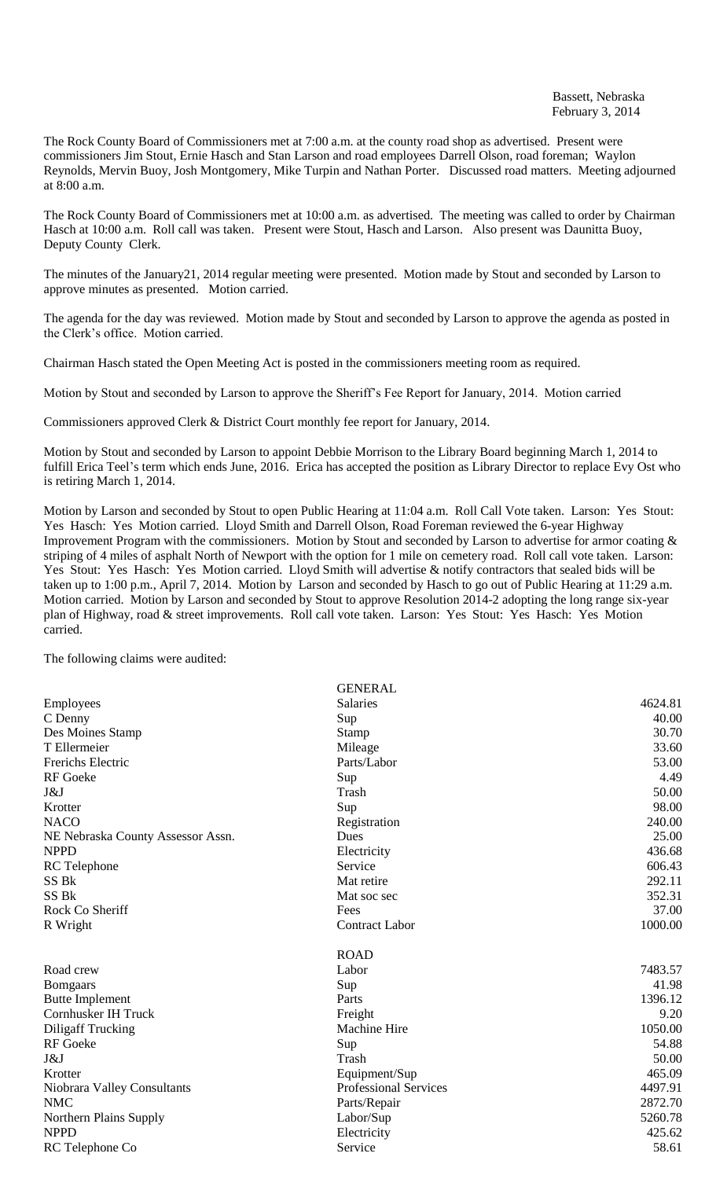Bassett, Nebraska
February 3, 2014

The Rock County Board of Commissioners met at 7:00 a.m. at the county road shop as advertised. Present were commissioners Jim Stout, Ernie Hasch and Stan Larson and road employees Darrell Olson, road foreman; Waylon Reynolds, Mervin Buoy, Josh Montgomery, Mike Turpin and Nathan Porter. Discussed road matters. Meeting adjourned at 8:00 a.m.

The Rock County Board of Commissioners met at 10:00 a.m. as advertised. The meeting was called to order by Chairman Hasch at 10:00 a.m. Roll call was taken. Present were Stout, Hasch and Larson. Also present was Daunitta Buoy, Deputy County Clerk.

The minutes of the January21, 2014 regular meeting were presented. Motion made by Stout and seconded by Larson to approve minutes as presented. Motion carried.

The agenda for the day was reviewed. Motion made by Stout and seconded by Larson to approve the agenda as posted in the Clerk's office. Motion carried.

Chairman Hasch stated the Open Meeting Act is posted in the commissioners meeting room as required.

Motion by Stout and seconded by Larson to approve the Sheriff's Fee Report for January, 2014. Motion carried

Commissioners approved Clerk & District Court monthly fee report for January, 2014.

Motion by Stout and seconded by Larson to appoint Debbie Morrison to the Library Board beginning March 1, 2014 to fulfill Erica Teel's term which ends June, 2016. Erica has accepted the position as Library Director to replace Evy Ost who is retiring March 1, 2014.

Motion by Larson and seconded by Stout to open Public Hearing at 11:04 a.m. Roll Call Vote taken. Larson: Yes Stout: Yes Hasch: Yes Motion carried. Lloyd Smith and Darrell Olson, Road Foreman reviewed the 6-year Highway Improvement Program with the commissioners. Motion by Stout and seconded by Larson to advertise for armor coating & striping of 4 miles of asphalt North of Newport with the option for 1 mile on cemetery road. Roll call vote taken. Larson: Yes Stout: Yes Hasch: Yes Motion carried. Lloyd Smith will advertise & notify contractors that sealed bids will be taken up to 1:00 p.m., April 7, 2014. Motion by Larson and seconded by Hasch to go out of Public Hearing at 11:29 a.m. Motion carried. Motion by Larson and seconded by Stout to approve Resolution 2014-2 adopting the long range six-year plan of Highway, road & street improvements. Roll call vote taken. Larson: Yes Stout: Yes Hasch: Yes Motion carried.

The following claims were audited:

| | GENERAL | |
|---|---|---|
| Employees | Salaries | 4624.81 |
| C Denny | Sup | 40.00 |
| Des Moines Stamp | Stamp | 30.70 |
| T Ellermeier | Mileage | 33.60 |
| Frerichs Electric | Parts/Labor | 53.00 |
| RF Goeke | Sup | 4.49 |
| J&J | Trash | 50.00 |
| Krotter | Sup | 98.00 |
| NACO | Registration | 240.00 |
| NE Nebraska County Assessor Assn. | Dues | 25.00 |
| NPPD | Electricity | 436.68 |
| RC Telephone | Service | 606.43 |
| SS Bk | Mat retire | 292.11 |
| SS Bk | Mat soc sec | 352.31 |
| Rock Co Sheriff | Fees | 37.00 |
| R Wright | Contract Labor | 1000.00 |
| | ROAD | |
| Road crew | Labor | 7483.57 |
| Bomgaars | Sup | 41.98 |
| Butte Implement | Parts | 1396.12 |
| Cornhusker IH Truck | Freight | 9.20 |
| Diligaff Trucking | Machine Hire | 1050.00 |
| RF Goeke | Sup | 54.88 |
| J&J | Trash | 50.00 |
| Krotter | Equipment/Sup | 465.09 |
| Niobrara Valley Consultants | Professional Services | 4497.91 |
| NMC | Parts/Repair | 2872.70 |
| Northern Plains Supply | Labor/Sup | 5260.78 |
| NPPD | Electricity | 425.62 |
| RC Telephone Co | Service | 58.61 |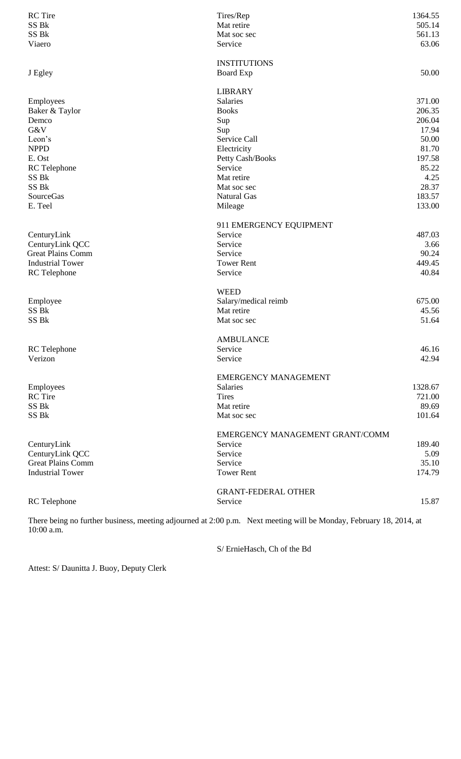| | | |
|---|---|---|
| RC Tire | Tires/Rep | 1364.55 |
| SS Bk | Mat retire | 505.14 |
| SS Bk | Mat soc sec | 561.13 |
| Viaero | Service | 63.06 |
| | **INSTITUTIONS** | |
| J Egley | Board Exp | 50.00 |
| | **LIBRARY** | |
| Employees | Salaries | 371.00 |
| Baker & Taylor | Books | 206.35 |
| Demco | Sup | 206.04 |
| G&V | Sup | 17.94 |
| Leon's | Service Call | 50.00 |
| NPPD | Electricity | 81.70 |
| E. Ost | Petty Cash/Books | 197.58 |
| RC Telephone | Service | 85.22 |
| SS Bk | Mat retire | 4.25 |
| SS Bk | Mat soc sec | 28.37 |
| SourceGas | Natural Gas | 183.57 |
| E. Teel | Mileage | 133.00 |
| | **911 EMERGENCY EQUIPMENT** | |
| CenturyLink | Service | 487.03 |
| CenturyLink QCC | Service | 3.66 |
| Great Plains Comm | Service | 90.24 |
| Industrial Tower | Tower Rent | 449.45 |
| RC Telephone | Service | 40.84 |
| | **WEED** | |
| Employee | Salary/medical reimb | 675.00 |
| SS Bk | Mat retire | 45.56 |
| SS Bk | Mat soc sec | 51.64 |
| | **AMBULANCE** | |
| RC Telephone | Service | 46.16 |
| Verizon | Service | 42.94 |
| | **EMERGENCY MANAGEMENT** | |
| Employees | Salaries | 1328.67 |
| RC Tire | Tires | 721.00 |
| SS Bk | Mat retire | 89.69 |
| SS Bk | Mat soc sec | 101.64 |
| | **EMERGENCY MANAGEMENT GRANT/COMM** | |
| CenturyLink | Service | 189.40 |
| CenturyLink QCC | Service | 5.09 |
| Great Plains Comm | Service | 35.10 |
| Industrial Tower | Tower Rent | 174.79 |
| | **GRANT-FEDERAL OTHER** | |
| RC Telephone | Service | 15.87 |

There being no further business, meeting adjourned at 2:00 p.m. Next meeting will be Monday, February 18, 2014, at 10:00 a.m.

S/ ErnieHasch, Ch of the Bd

Attest: S/ Daunitta J. Buoy, Deputy Clerk